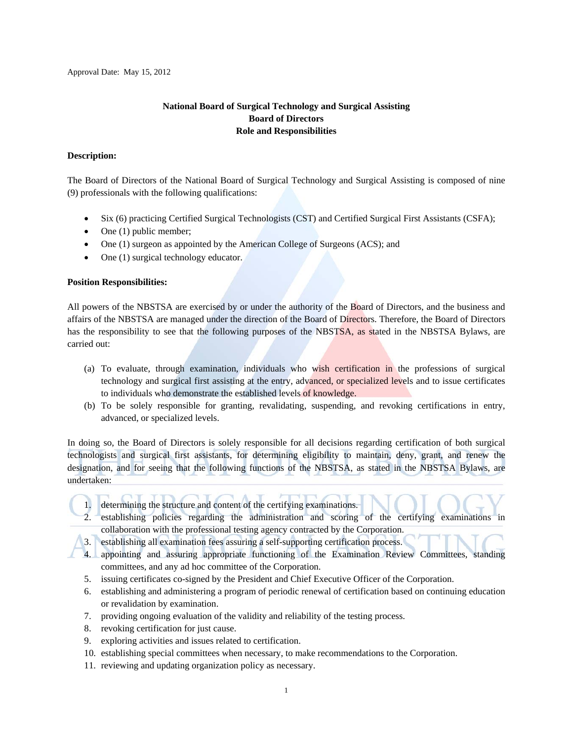Approval Date: May 15, 2012

**National Board of Surgical Technology and Surgical Assisting**
**Board of Directors**
**Role and Responsibilities**

**Description:**

The Board of Directors of the National Board of Surgical Technology and Surgical Assisting is composed of nine (9) professionals with the following qualifications:

- Six (6) practicing Certified Surgical Technologists (CST) and Certified Surgical First Assistants (CSFA);
- One (1) public member;
- One (1) surgeon as appointed by the American College of Surgeons (ACS); and
- One (1) surgical technology educator.

**Position Responsibilities:**

All powers of the NBSTSA are exercised by or under the authority of the Board of Directors, and the business and affairs of the NBSTSA are managed under the direction of the Board of Directors. Therefore, the Board of Directors has the responsibility to see that the following purposes of the NBSTSA, as stated in the NBSTSA Bylaws, are carried out:

(a) To evaluate, through examination, individuals who wish certification in the professions of surgical technology and surgical first assisting at the entry, advanced, or specialized levels and to issue certificates to individuals who demonstrate the established levels of knowledge.

(b) To be solely responsible for granting, revalidating, suspending, and revoking certifications in entry, advanced, or specialized levels.

In doing so, the Board of Directors is solely responsible for all decisions regarding certification of both surgical technologists and surgical first assistants, for determining eligibility to maintain, deny, grant, and renew the designation, and for seeing that the following functions of the NBSTSA, as stated in the NBSTSA Bylaws, are undertaken:

1. determining the structure and content of the certifying examinations.
2. establishing policies regarding the administration and scoring of the certifying examinations in collaboration with the professional testing agency contracted by the Corporation.
3. establishing all examination fees assuring a self-supporting certification process.
4. appointing and assuring appropriate functioning of the Examination Review Committees, standing committees, and any ad hoc committee of the Corporation.
5. issuing certificates co-signed by the President and Chief Executive Officer of the Corporation.
6. establishing and administering a program of periodic renewal of certification based on continuing education or revalidation by examination.
7. providing ongoing evaluation of the validity and reliability of the testing process.
8. revoking certification for just cause.
9. exploring activities and issues related to certification.
10. establishing special committees when necessary, to make recommendations to the Corporation.
11. reviewing and updating organization policy as necessary.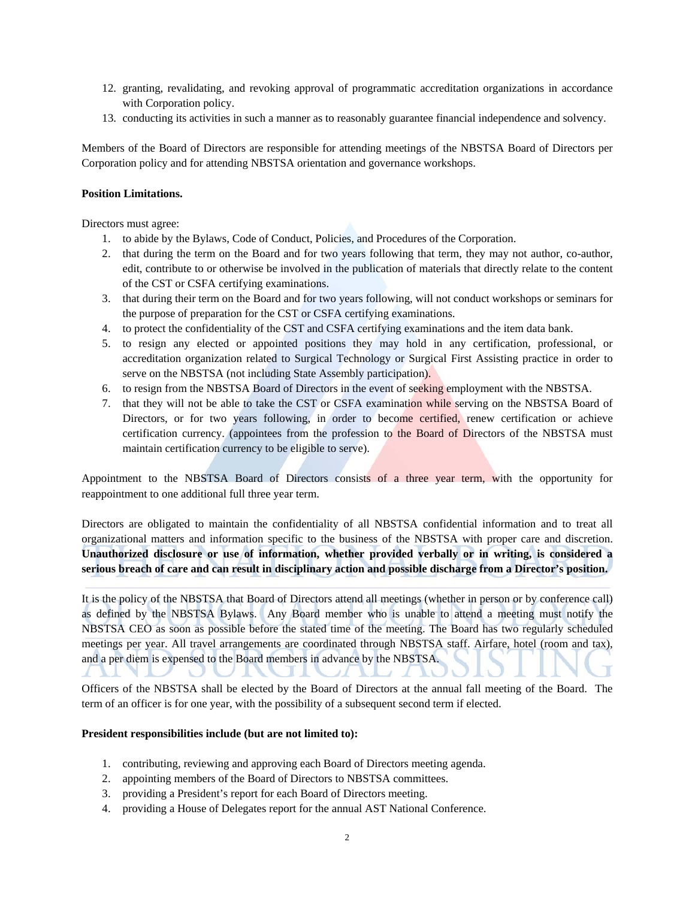12. granting, revalidating, and revoking approval of programmatic accreditation organizations in accordance with Corporation policy.
13. conducting its activities in such a manner as to reasonably guarantee financial independence and solvency.

Members of the Board of Directors are responsible for attending meetings of the NBSTSA Board of Directors per Corporation policy and for attending NBSTSA orientation and governance workshops.

**Position Limitations.**

Directors must agree:

1. to abide by the Bylaws, Code of Conduct, Policies, and Procedures of the Corporation.
2. that during the term on the Board and for two years following that term, they may not author, co-author, edit, contribute to or otherwise be involved in the publication of materials that directly relate to the content of the CST or CSFA certifying examinations.
3. that during their term on the Board and for two years following, will not conduct workshops or seminars for the purpose of preparation for the CST or CSFA certifying examinations.
4. to protect the confidentiality of the CST and CSFA certifying examinations and the item data bank.
5. to resign any elected or appointed positions they may hold in any certification, professional, or accreditation organization related to Surgical Technology or Surgical First Assisting practice in order to serve on the NBSTSA (not including State Assembly participation).
6. to resign from the NBSTSA Board of Directors in the event of seeking employment with the NBSTSA.
7. that they will not be able to take the CST or CSFA examination while serving on the NBSTSA Board of Directors, or for two years following, in order to become certified, renew certification or achieve certification currency. (appointees from the profession to the Board of Directors of the NBSTSA must maintain certification currency to be eligible to serve).

Appointment to the NBSTSA Board of Directors consists of a three year term, with the opportunity for reappointment to one additional full three year term.

Directors are obligated to maintain the confidentiality of all NBSTSA confidential information and to treat all organizational matters and information specific to the business of the NBSTSA with proper care and discretion. **Unauthorized disclosure or use of information, whether provided verbally or in writing, is considered a serious breach of care and can result in disciplinary action and possible discharge from a Director's position.**

It is the policy of the NBSTSA that Board of Directors attend all meetings (whether in person or by conference call) as defined by the NBSTSA Bylaws. Any Board member who is unable to attend a meeting must notify the NBSTSA CEO as soon as possible before the stated time of the meeting. The Board has two regularly scheduled meetings per year. All travel arrangements are coordinated through NBSTSA staff. Airfare, hotel (room and tax), and a per diem is expensed to the Board members in advance by the NBSTSA.

Officers of the NBSTSA shall be elected by the Board of Directors at the annual fall meeting of the Board. The term of an officer is for one year, with the possibility of a subsequent second term if elected.

**President responsibilities include (but are not limited to):**

1. contributing, reviewing and approving each Board of Directors meeting agenda.
2. appointing members of the Board of Directors to NBSTSA committees.
3. providing a President's report for each Board of Directors meeting.
4. providing a House of Delegates report for the annual AST National Conference.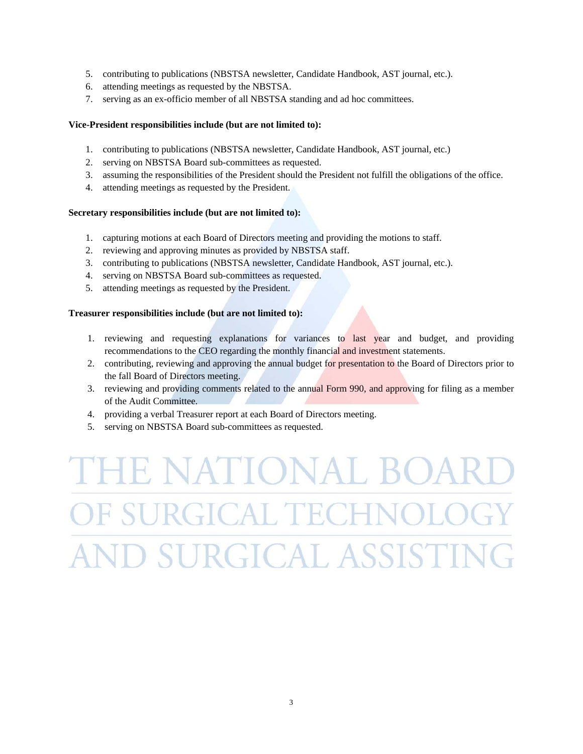5. contributing to publications (NBSTSA newsletter, Candidate Handbook, AST journal, etc.).
6. attending meetings as requested by the NBSTSA.
7. serving as an ex-officio member of all NBSTSA standing and ad hoc committees.

**Vice-President responsibilities include (but are not limited to):**

1. contributing to publications (NBSTSA newsletter, Candidate Handbook, AST journal, etc.)
2. serving on NBSTSA Board sub-committees as requested.
3. assuming the responsibilities of the President should the President not fulfill the obligations of the office.
4. attending meetings as requested by the President.

**Secretary responsibilities include (but are not limited to):**

1. capturing motions at each Board of Directors meeting and providing the motions to staff.
2. reviewing and approving minutes as provided by NBSTSA staff.
3. contributing to publications (NBSTSA newsletter, Candidate Handbook, AST journal, etc.).
4. serving on NBSTSA Board sub-committees as requested.
5. attending meetings as requested by the President.

**Treasurer responsibilities include (but are not limited to):**

1. reviewing and requesting explanations for variances to last year and budget, and providing recommendations to the CEO regarding the monthly financial and investment statements.
2. contributing, reviewing and approving the annual budget for presentation to the Board of Directors prior to the fall Board of Directors meeting.
3. reviewing and providing comments related to the annual Form 990, and approving for filing as a member of the Audit Committee.
4. providing a verbal Treasurer report at each Board of Directors meeting.
5. serving on NBSTSA Board sub-committees as requested.

THE NATIONAL BOARD OF SURGICAL TECHNOLOGY AND SURGICAL ASSISTING